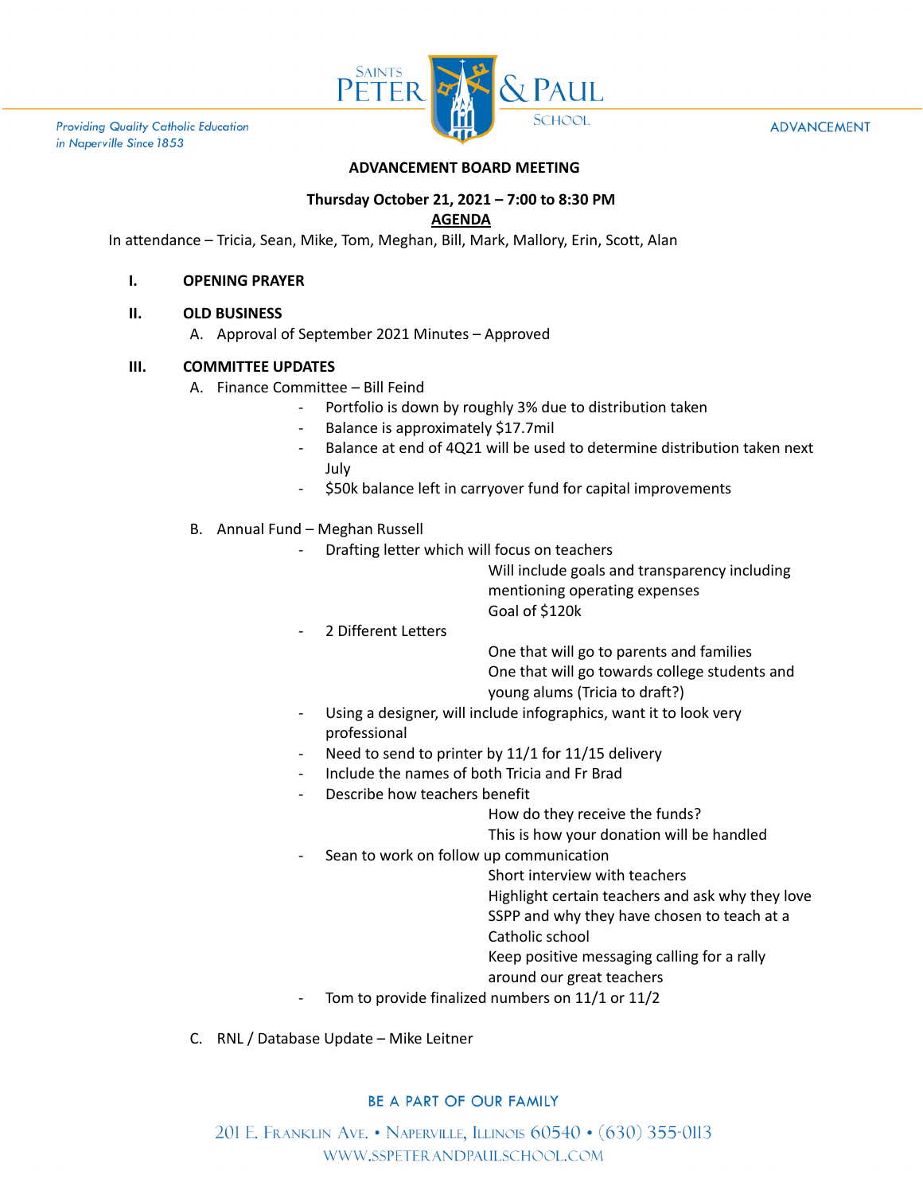## ADVANCEMENT BOARD MEETING

**Thursday October 21, 2021 – 7:00 to 8:30 PM**

**AGENDA**

In attendance – Tricia, Sean, Mike, Tom, Meghan, Bill, Mark, Mallory, Erin, Scott, Alan

**I. OPENING PRAYER**

**II. OLD BUSINESS**

A. Approval of September 2021 Minutes – Approved

**III. COMMITTEE UPDATES**

A. Finance Committee – Bill Feind

- Portfolio is down by roughly 3% due to distribution taken
- Balance is approximately $17.7mil
- Balance at end of 4Q21 will be used to determine distribution taken next July
- $50k balance left in carryover fund for capital improvements

B. Annual Fund – Meghan Russell

- Drafting letter which will focus on teachers
  - Will include goals and transparency including mentioning operating expenses
  - Goal of $120k
- 2 Different Letters
  - One that will go to parents and families
  - One that will go towards college students and young alums (Tricia to draft?)
- Using a designer, will include infographics, want it to look very professional
- Need to send to printer by 11/1 for 11/15 delivery
- Include the names of both Tricia and Fr Brad
- Describe how teachers benefit
  - How do they receive the funds?
  - This is how your donation will be handled
- Sean to work on follow up communication
  - Short interview with teachers
  - Highlight certain teachers and ask why they love SSPP and why they have chosen to teach at a Catholic school
  - Keep positive messaging calling for a rally around our great teachers
- Tom to provide finalized numbers on 11/1 or 11/2

C. RNL / Database Update – Mike Leitner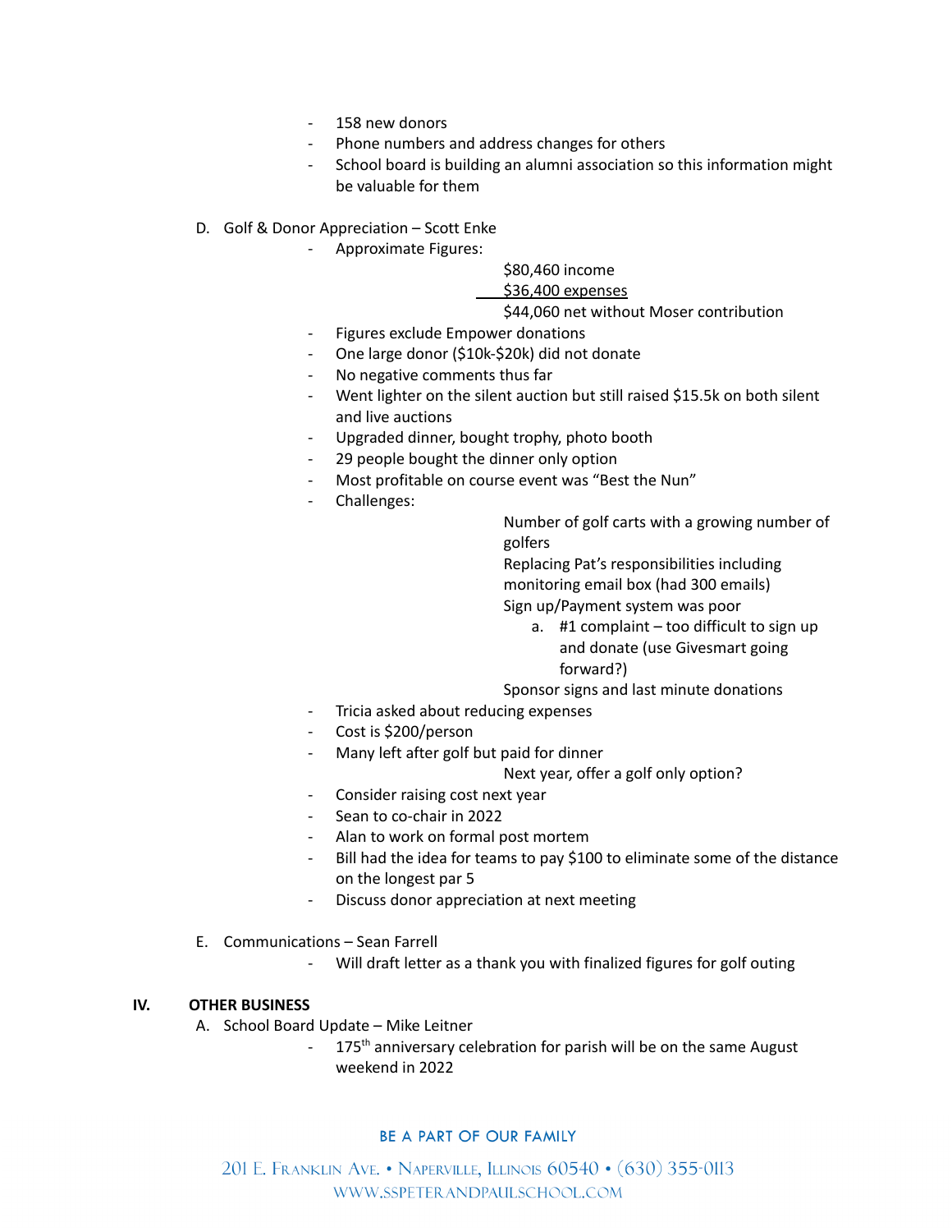- 158 new donors
- Phone numbers and address changes for others
- School board is building an alumni association so this information might be valuable for them

D. Golf & Donor Appreciation – Scott Enke

- Approximate Figures:

  $80,460 income
  $36,400 expenses
  $44,060 net without Moser contribution

- Figures exclude Empower donations
- One large donor ($10k-$20k) did not donate
- No negative comments thus far
- Went lighter on the silent auction but still raised $15.5k on both silent and live auctions
- Upgraded dinner, bought trophy, photo booth
- 29 people bought the dinner only option
- Most profitable on course event was "Best the Nun"
- Challenges:

  Number of golf carts with a growing number of golfers
  Replacing Pat's responsibilities including monitoring email box (had 300 emails)
  Sign up/Payment system was poor

  a. #1 complaint – too difficult to sign up and donate (use Givesmart going forward?)

  Sponsor signs and last minute donations

- Tricia asked about reducing expenses
- Cost is $200/person
- Many left after golf but paid for dinner

  Next year, offer a golf only option?

- Consider raising cost next year
- Sean to co-chair in 2022
- Alan to work on formal post mortem
- Bill had the idea for teams to pay $100 to eliminate some of the distance on the longest par 5
- Discuss donor appreciation at next meeting

E. Communications – Sean Farrell

- Will draft letter as a thank you with finalized figures for golf outing

## IV. OTHER BUSINESS

A. School Board Update – Mike Leitner

- 175th anniversary celebration for parish will be on the same August weekend in 2022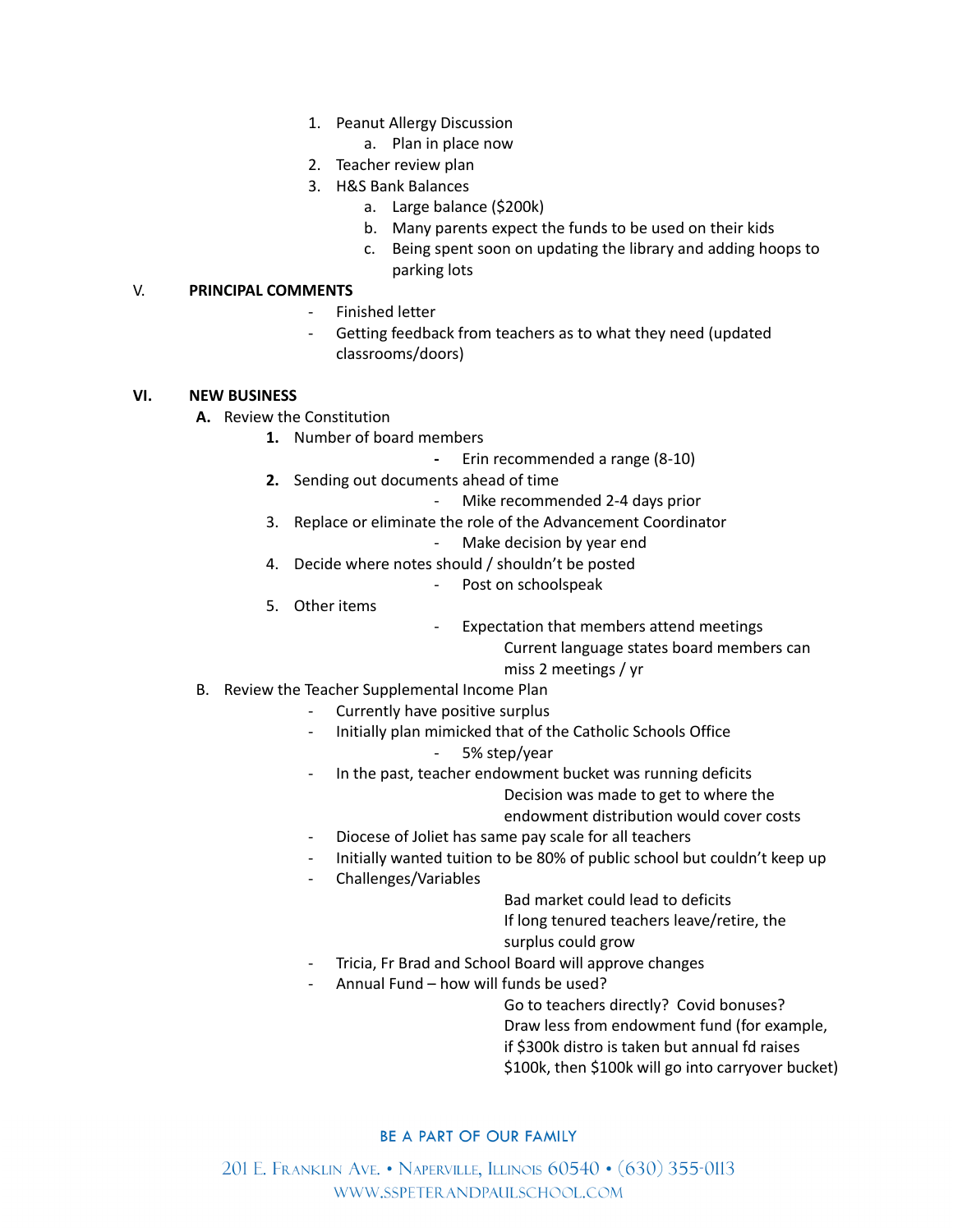1. Peanut Allergy Discussion
    a. Plan in place now
2. Teacher review plan
3. H&S Bank Balances
    a. Large balance ($200k)
    b. Many parents expect the funds to be used on their kids
    c. Being spent soon on updating the library and adding hoops to parking lots

## V. PRINCIPAL COMMENTS

- Finished letter
- Getting feedback from teachers as to what they need (updated classrooms/doors)

## VI. NEW BUSINESS

**A.** Review the Constitution

1. **Number of board members**
    - Erin recommended a range (8-10)
2. **Sending out documents ahead of time**
    - Mike recommended 2-4 days prior
3. Replace or eliminate the role of the Advancement Coordinator
    - Make decision by year end
4. Decide where notes should / shouldn't be posted
    - Post on schoolspeak
5. Other items
    - Expectation that members attend meetings
        - Current language states board members can miss 2 meetings / yr

B. Review the Teacher Supplemental Income Plan

- Currently have positive surplus
- Initially plan mimicked that of the Catholic Schools Office
    - 5% step/year
- In the past, teacher endowment bucket was running deficits
    - Decision was made to get to where the endowment distribution would cover costs
- Diocese of Joliet has same pay scale for all teachers
- Initially wanted tuition to be 80% of public school but couldn't keep up
- Challenges/Variables
    - Bad market could lead to deficits
    - If long tenured teachers leave/retire, the surplus could grow
- Tricia, Fr Brad and School Board will approve changes
- Annual Fund – how will funds be used?
    - Go to teachers directly? Covid bonuses?
    - Draw less from endowment fund (for example, if $300k distro is taken but annual fd raises $100k, then $100k will go into carryover bucket)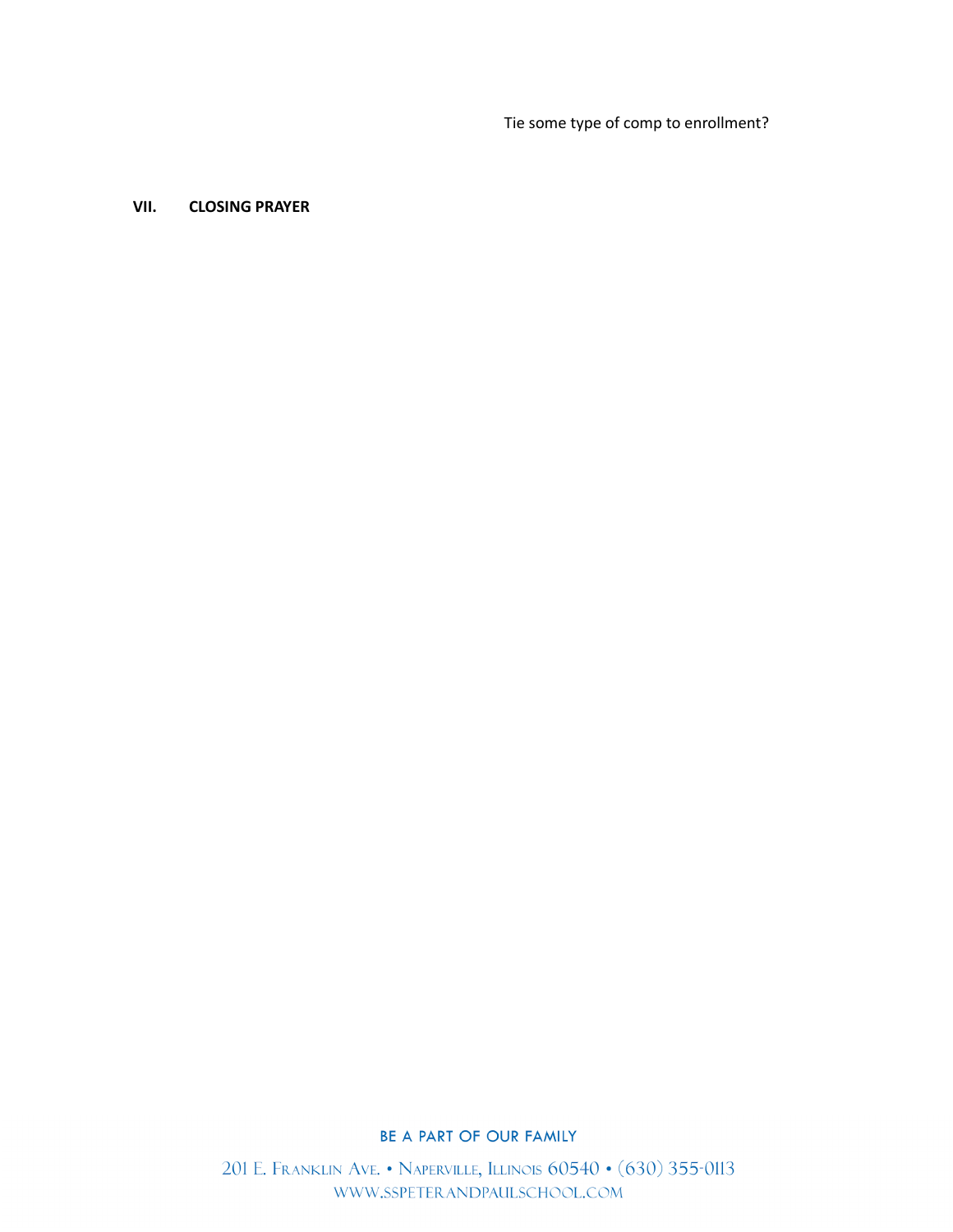Tie some type of comp to enrollment?

**VII. CLOSING PRAYER**